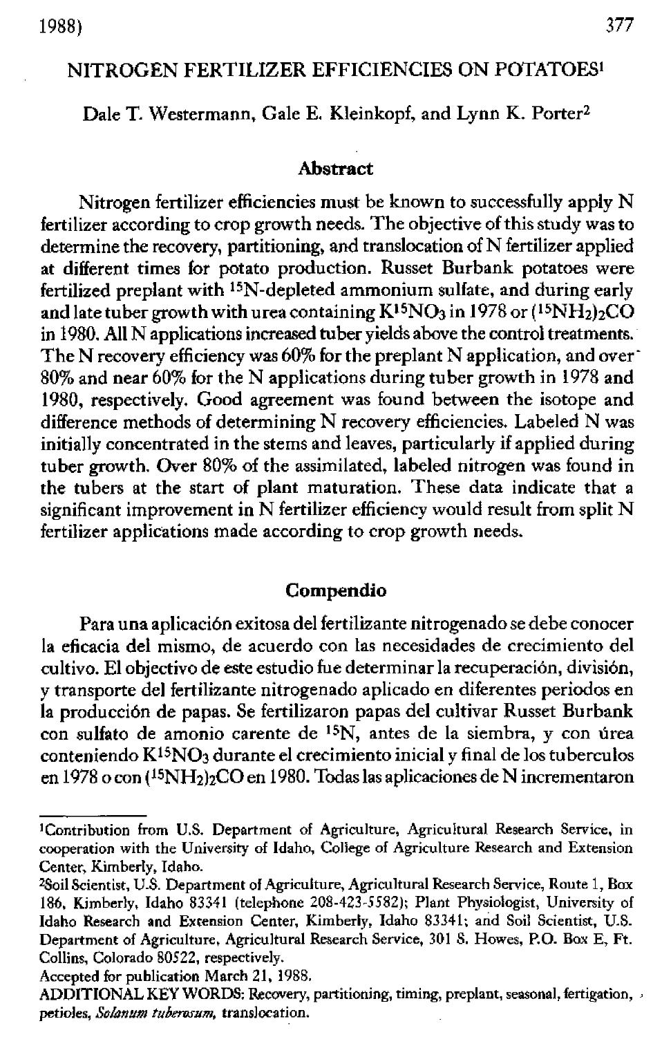# NITROGEN FERTILIZER EFFICIENCIES ON POTATOES[1]

Dale T. Westermann, Gale E. Kleinkopf, and Lynn K. Porter[2]

## Abstract

Nitrogen fertilizer efficiencies must be known to successfully apply N fertilizer according to crop growth needs. The objective of this study was to determine the recovery, partitioning, and translocation of N fertilizer applied at different times for potato production. Russet Burbank potatoes were fertilized preplant with $^{15}N$-depleted ammonium sulfate, and during early and late tuber growth with urea containing $K^{15}NO_3$ in 1978 or $(^{15}NH_2)_2CO$ in 1980. All N applications increased tuber yields above the control treatments. The N recovery efficiency was 60% for the preplant N application, and over 80% and near 60% for the N applications during tuber growth in 1978 and 1980, respectively. Good agreement was found between the isotope and difference methods of determining N recovery efficiencies. Labeled N was initially concentrated in the stems and leaves, particularly if applied during tuber growth. Over 80% of the assimilated, labeled nitrogen was found in the tubers at the start of plant maturation. These data indicate that a significant improvement in N fertilizer efficiency would result from split N fertilizer applications made according to crop growth needs.

## Compendio

Para una aplicación exitosa del fertilizante nitrogenado se debe conocer la eficacia del mismo, de acuerdo con las necesidades de crecimiento del cultivo. El objectivo de este estudio fue determinar la recuperación, división, y transporte del fertilizante nitrogenado aplicado en diferentes periodos en la producción de papas. Se fertilizaron papas del cultivar Russet Burbank con sulfato de amonio carente de $^{15}N$, antes de la siembra, y con úrea conteniendo $K^{15}NO_3$ durante el crecimiento inicial y final de los tuberculos en 1978 o con $(^{15}NH_2)_2CO$ en 1980. Todas las aplicaciones de N incrementaron

---

[1] Contribution from U.S. Department of Agriculture, Agricultural Research Service, in cooperation with the University of Idaho, College of Agriculture Research and Extension Center, Kimberly, Idaho.

[2] Soil Scientist, U.S. Department of Agriculture, Agricultural Research Service, Route 1, Box 186, Kimberly, Idaho 83341 (telephone 208-423-5582); Plant Physiologist, University of Idaho Research and Extension Center, Kimberly, Idaho 83341; and Soil Scientist, U.S. Department of Agriculture, Agricultural Research Service, 301 S. Howes, P.O. Box E, Ft. Collins, Colorado 80522, respectively.

Accepted for publication March 21, 1988.

ADDITIONAL KEY WORDS: Recovery, partitioning, timing, preplant, seasonal, fertigation, petioles, *Solanum tuberosum*, translocation.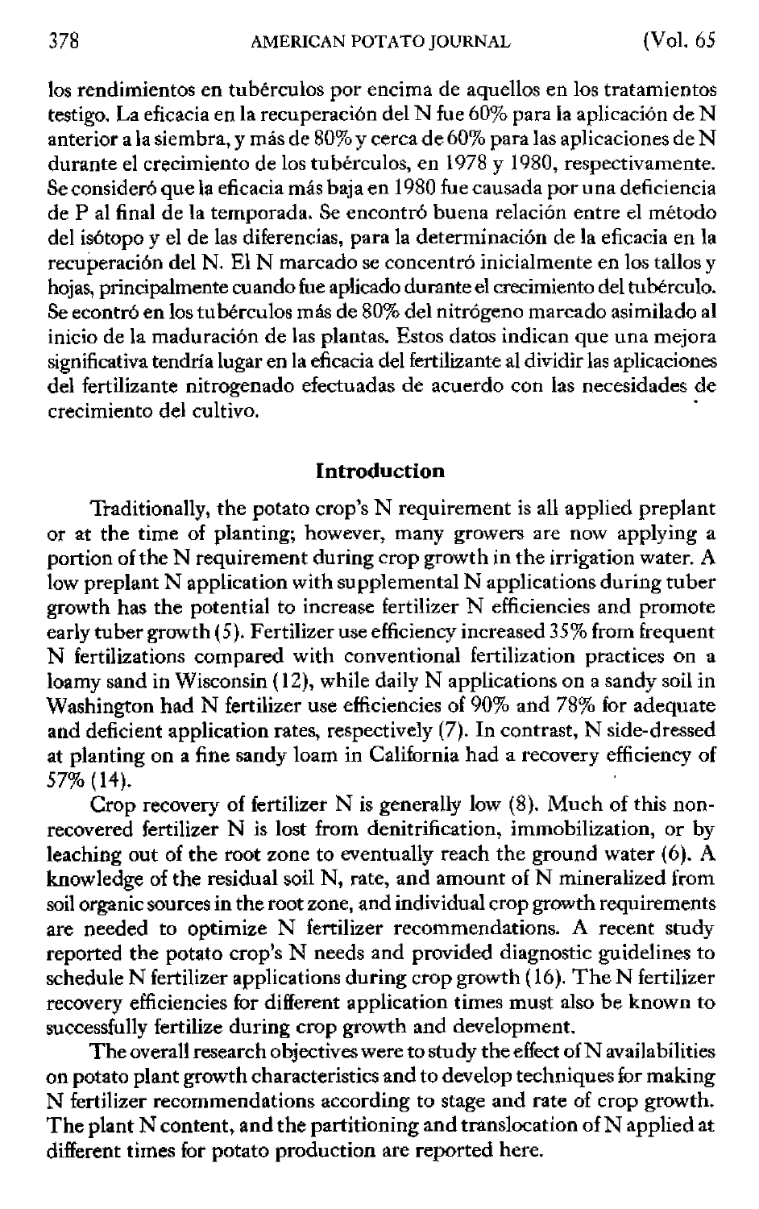los rendimientos en tubérculos por encima de aquellos en los tratamientos testigo. La eficacia en la recuperación del N fue 60% para la aplicación de N anterior a la siembra, y más de 80% y cerca de 60% para las aplicaciones de N durante el crecimiento de los tubérculos, en 1978 y 1980, respectivamente. Se consideró que la eficacia más baja en 1980 fue causada por una deficiencia de P al final de la temporada. Se encontró buena relación entre el método del isótopo y el de las diferencias, para la determinación de la eficacia en la recuperación del N. El N marcado se concentró inicialmente en los tallos y hojas, principalmente cuando fue aplicado durante el crecimiento del tubérculo. Se econtró en los tubérculos más de 80% del nitrógeno marcado asimilado al inicio de la maduración de las plantas. Estos datos indican que una mejora significativa tendría lugar en la eficacia del fertilizante al dividir las aplicaciones del fertilizante nitrogenado efectuadas de acuerdo con las necesidades de crecimiento del cultivo.

## Introduction

Traditionally, the potato crop's N requirement is all applied preplant or at the time of planting; however, many growers are now applying a portion of the N requirement during crop growth in the irrigation water. A low preplant N application with supplemental N applications during tuber growth has the potential to increase fertilizer N efficiencies and promote early tuber growth (5). Fertilizer use efficiency increased 35% from frequent N fertilizations compared with conventional fertilization practices on a loamy sand in Wisconsin (12), while daily N applications on a sandy soil in Washington had N fertilizer use efficiencies of 90% and 78% for adequate and deficient application rates, respectively (7). In contrast, N side-dressed at planting on a fine sandy loam in California had a recovery efficiency of 57% (14).

Crop recovery of fertilizer N is generally low (8). Much of this non-recovered fertilizer N is lost from denitrification, immobilization, or by leaching out of the root zone to eventually reach the ground water (6). A knowledge of the residual soil N, rate, and amount of N mineralized from soil organic sources in the root zone, and individual crop growth requirements are needed to optimize N fertilizer recommendations. A recent study reported the potato crop's N needs and provided diagnostic guidelines to schedule N fertilizer applications during crop growth (16). The N fertilizer recovery efficiencies for different application times must also be known to successfully fertilize during crop growth and development.

The overall research objectives were to study the effect of N availabilities on potato plant growth characteristics and to develop techniques for making N fertilizer recommendations according to stage and rate of crop growth. The plant N content, and the partitioning and translocation of N applied at different times for potato production are reported here.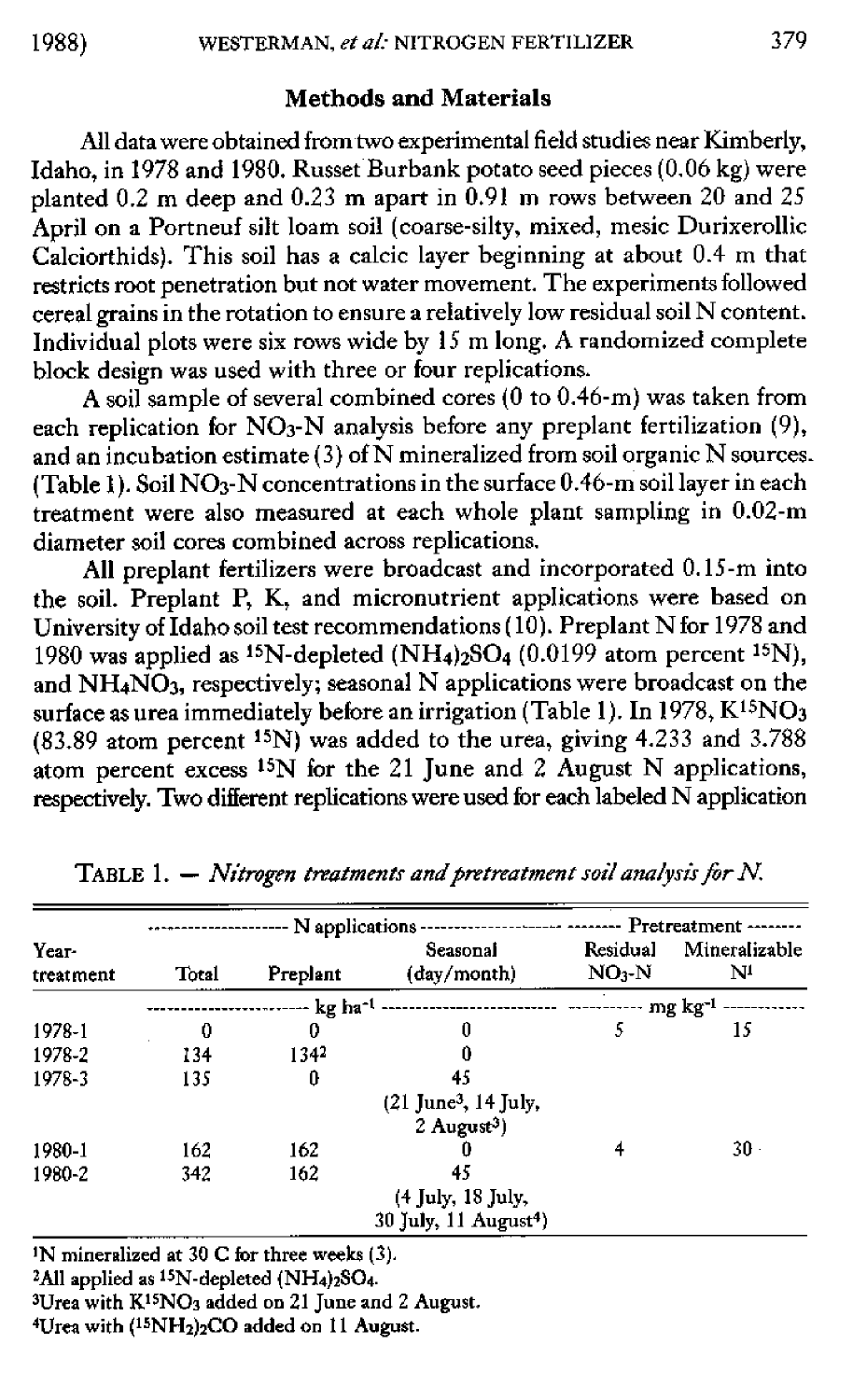## Methods and Materials

All data were obtained from two experimental field studies near Kimberly, Idaho, in 1978 and 1980. Russet Burbank potato seed pieces (0.06 kg) were planted 0.2 m deep and 0.23 m apart in 0.91 m rows between 20 and 25 April on a Portneuf silt loam soil (coarse-silty, mixed, mesic Durixerollic Calciorthids). This soil has a calcic layer beginning at about 0.4 m that restricts root penetration but not water movement. The experiments followed cereal grains in the rotation to ensure a relatively low residual soil N content. Individual plots were six rows wide by 15 m long. A randomized complete block design was used with three or four replications.

A soil sample of several combined cores (0 to 0.46-m) was taken from each replication for $NO_3$-N analysis before any preplant fertilization (9), and an incubation estimate (3) of N mineralized from soil organic N sources. (Table 1). Soil $NO_3$-N concentrations in the surface 0.46-m soil layer in each treatment were also measured at each whole plant sampling in 0.02-m diameter soil cores combined across replications.

All preplant fertilizers were broadcast and incorporated 0.15-m into the soil. Preplant P, K, and micronutrient applications were based on University of Idaho soil test recommendations (10). Preplant N for 1978 and 1980 was applied as $^{15}N$-depleted $(NH_4)_2SO_4$ (0.0199 atom percent $^{15}N$), and $NH_4NO_3$, respectively; seasonal N applications were broadcast on the surface as urea immediately before an irrigation (Table 1). In 1978, $K^{15}NO_3$ (83.89 atom percent $^{15}N$) was added to the urea, giving 4.233 and 3.788 atom percent excess $^{15}N$ for the 21 June and 2 August N applications, respectively. Two different replications were used for each labeled N application

TABLE 1. — *Nitrogen treatments and pretreatment soil analysis for N.*

| Year-treatment | N applications | | | Pretreatment | |
|---|---|---|---|---|---|
| | Total | Preplant | Seasonal (day/month) | Residual $NO_3$-N | Mineralizable N[1] |
| | kg ha$^{-1}$ | | | mg kg$^{-1}$ | |
| 1978-1 | 0 | 0 | 0 | 5 | 15 |
| 1978-2 | 134 | 134[2] | 0 | | |
| 1978-3 | 135 | 0 | 45 (21 June[3], 14 July, 2 August[3]) | | |
| 1980-1 | 162 | 162 | 0 | 4 | 30 |
| 1980-2 | 342 | 162 | 45 (4 July, 18 July, 30 July, 11 August[4]) | | |

[1]N mineralized at 30 C for three weeks (3).
[2]All applied as $^{15}N$-depleted $(NH_4)_2SO_4$.
[3]Urea with $K^{15}NO_3$ added on 21 June and 2 August.
[4]Urea with $(^{15}NH_2)_2CO$ added on 11 August.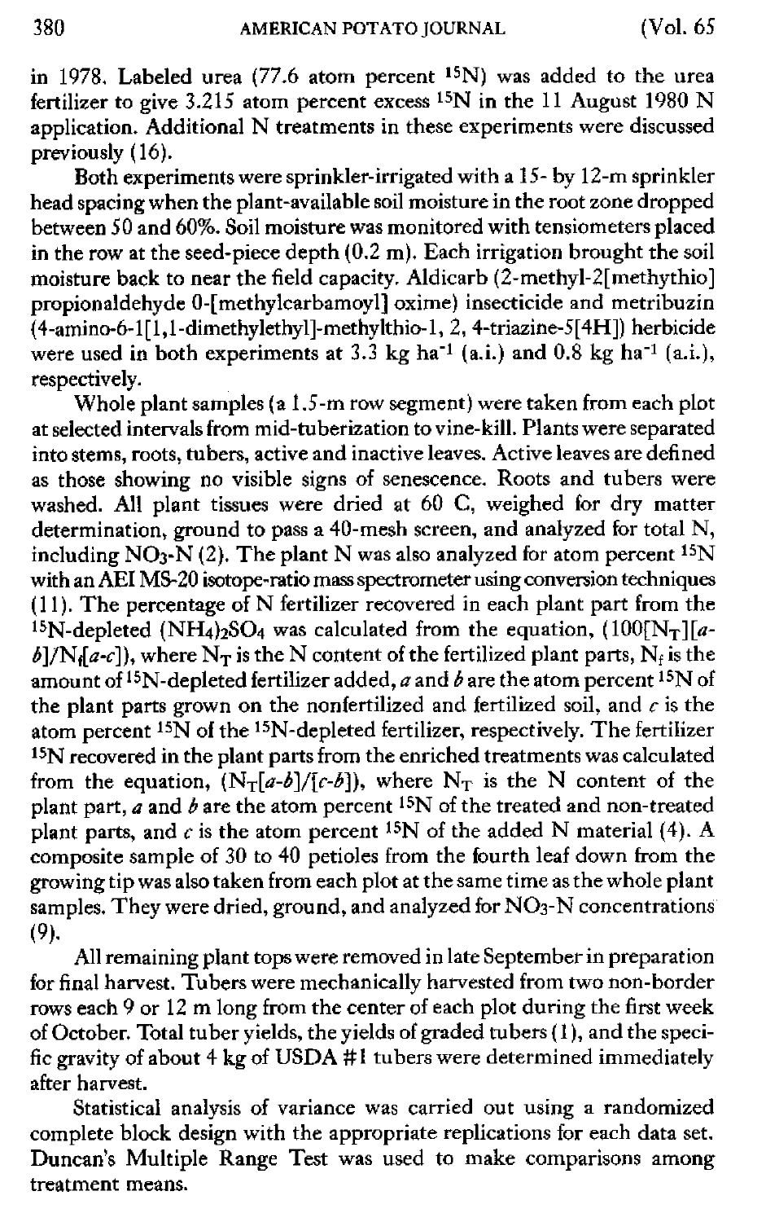in 1978. Labeled urea (77.6 atom percent $^{15}N$) was added to the urea fertilizer to give 3.215 atom percent excess $^{15}N$ in the 11 August 1980 N application. Additional N treatments in these experiments were discussed previously (16).

Both experiments were sprinkler-irrigated with a 15- by 12-m sprinkler head spacing when the plant-available soil moisture in the root zone dropped between 50 and 60%. Soil moisture was monitored with tensiometers placed in the row at the seed-piece depth (0.2 m). Each irrigation brought the soil moisture back to near the field capacity. Aldicarb (2-methyl-2[methythio] propionaldehyde 0-[methylcarbamoyl] oxime) insecticide and metribuzin (4-amino-6-1[1,1-dimethylethyl]-methylthio-1, 2, 4-triazine-5[4H]) herbicide were used in both experiments at 3.3 kg $ha^{-1}$ (a.i.) and 0.8 kg $ha^{-1}$ (a.i.), respectively.

Whole plant samples (a 1.5-m row segment) were taken from each plot at selected intervals from mid-tuberization to vine-kill. Plants were separated into stems, roots, tubers, active and inactive leaves. Active leaves are defined as those showing no visible signs of senescence. Roots and tubers were washed. All plant tissues were dried at 60 C, weighed for dry matter determination, ground to pass a 40-mesh screen, and analyzed for total N, including $NO_3$-N (2). The plant N was also analyzed for atom percent $^{15}N$ with an AEI MS-20 isotope-ratio mass spectrometer using conversion techniques (11). The percentage of N fertilizer recovered in each plant part from the $^{15}N$-depleted $(NH_4)_2SO_4$ was calculated from the equation, $(100[N_T][a-b]/N_f[a-c])$, where $N_T$ is the N content of the fertilized plant parts, $N_f$ is the amount of $^{15}N$-depleted fertilizer added, $a$ and $b$ are the atom percent $^{15}N$ of the plant parts grown on the nonfertilized and fertilized soil, and $c$ is the atom percent $^{15}N$ of the $^{15}N$-depleted fertilizer, respectively. The fertilizer $^{15}N$ recovered in the plant parts from the enriched treatments was calculated from the equation, $(N_T[a-b]/[c-b])$, where $N_T$ is the N content of the plant part, $a$ and $b$ are the atom percent $^{15}N$ of the treated and non-treated plant parts, and $c$ is the atom percent $^{15}N$ of the added N material (4). A composite sample of 30 to 40 petioles from the fourth leaf down from the growing tip was also taken from each plot at the same time as the whole plant samples. They were dried, ground, and analyzed for $NO_3$-N concentrations (9).

All remaining plant tops were removed in late September in preparation for final harvest. Tubers were mechanically harvested from two non-border rows each 9 or 12 m long from the center of each plot during the first week of October. Total tuber yields, the yields of graded tubers (1), and the specific gravity of about 4 kg of USDA #1 tubers were determined immediately after harvest.

Statistical analysis of variance was carried out using a randomized complete block design with the appropriate replications for each data set. Duncan's Multiple Range Test was used to make comparisons among treatment means.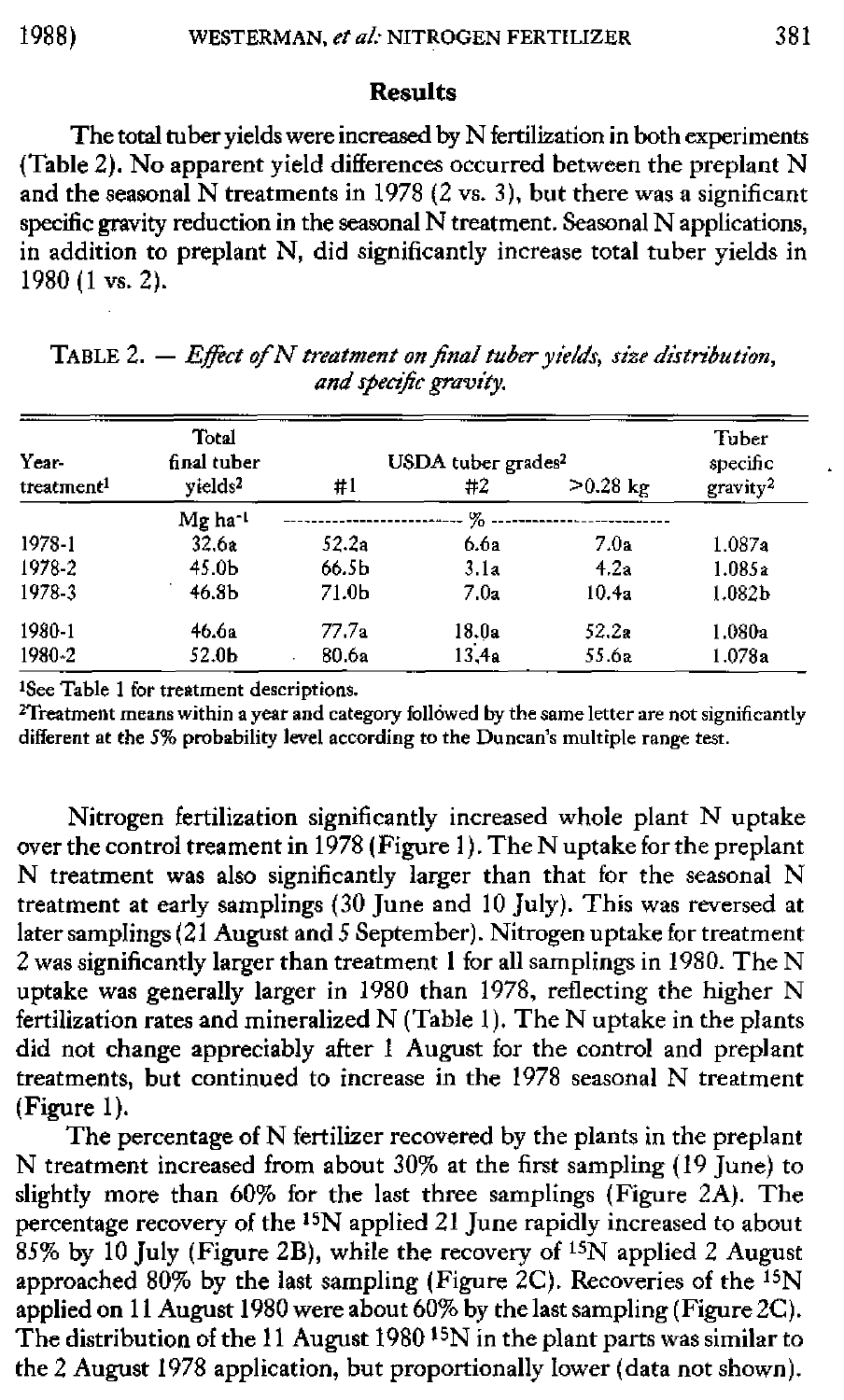## Results

The total tuber yields were increased by N fertilization in both experiments (Table 2). No apparent yield differences occurred between the preplant N and the seasonal N treatments in 1978 (2 vs. 3), but there was a significant specific gravity reduction in the seasonal N treatment. Seasonal N applications, in addition to preplant N, did significantly increase total tuber yields in 1980 (1 vs. 2).

TABLE 2. — *Effect of N treatment on final tuber yields, size distribution, and specific gravity.*

| Year-treatment[1] | Total final tuber yields[2] | USDA tuber grades[2] | | | Tuber specific gravity[2] |
|---|---|---|---|---|---|
| | | #1 | #2 | >0.28 kg | |
| | Mg ha$^{-1}$ | % | | | |
| 1978-1 | 32.6a | 52.2a | 6.6a | 7.0a | 1.087a |
| 1978-2 | 45.0b | 66.5b | 3.1a | 4.2a | 1.085a |
| 1978-3 | 46.8b | 71.0b | 7.0a | 10.4a | 1.082b |
| 1980-1 | 46.6a | 77.7a | 18.0a | 52.2a | 1.080a |
| 1980-2 | 52.0b | 80.6a | 13.4a | 55.6a | 1.078a |

[1]See Table 1 for treatment descriptions.
[2]Treatment means within a year and category followed by the same letter are not significantly different at the 5% probability level according to the Duncan's multiple range test.

Nitrogen fertilization significantly increased whole plant N uptake over the control treament in 1978 (Figure 1). The N uptake for the preplant N treatment was also significantly larger than that for the seasonal N treatment at early samplings (30 June and 10 July). This was reversed at later samplings (21 August and 5 September). Nitrogen uptake for treatment 2 was significantly larger than treatment 1 for all samplings in 1980. The N uptake was generally larger in 1980 than 1978, reflecting the higher N fertilization rates and mineralized N (Table 1). The N uptake in the plants did not change appreciably after 1 August for the control and preplant treatments, but continued to increase in the 1978 seasonal N treatment (Figure 1).

The percentage of N fertilizer recovered by the plants in the preplant N treatment increased from about 30% at the first sampling (19 June) to slightly more than 60% for the last three samplings (Figure 2A). The percentage recovery of the $^{15}N$ applied 21 June rapidly increased to about 85% by 10 July (Figure 2B), while the recovery of $^{15}N$ applied 2 August approached 80% by the last sampling (Figure 2C). Recoveries of the $^{15}N$ applied on 11 August 1980 were about 60% by the last sampling (Figure 2C). The distribution of the 11 August 1980 $^{15}N$ in the plant parts was similar to the 2 August 1978 application, but proportionally lower (data not shown).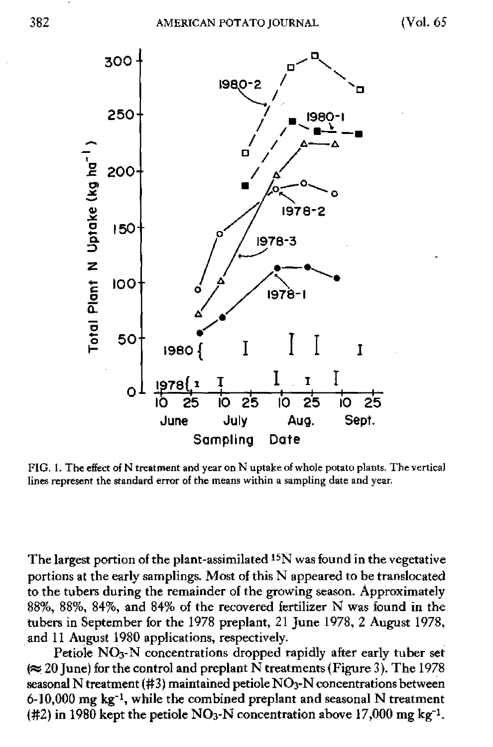FIG. 1. The effect of N treatment and year on N uptake of whole potato plants. The vertical lines represent the standard error of the means within a sampling date and year.

The largest portion of the plant-assimilated $^{15}N$ was found in the vegetative portions at the early samplings. Most of this N appeared to be translocated to the tubers during the remainder of the growing season. Approximately 88%, 88%, 84%, and 84% of the recovered fertilizer N was found in the tubers in September for the 1978 preplant, 21 June 1978, 2 August 1978, and 11 August 1980 applications, respectively.

Petiole $NO_3$-N concentrations dropped rapidly after early tuber set (≈ 20 June) for the control and preplant N treatments (Figure 3). The 1978 seasonal N treatment (#3) maintained petiole $NO_3$-N concentrations between 6-10,000 mg $kg^{-1}$, while the combined preplant and seasonal N treatment (#2) in 1980 kept the petiole $NO_3$-N concentration above 17,000 mg $kg^{-1}$.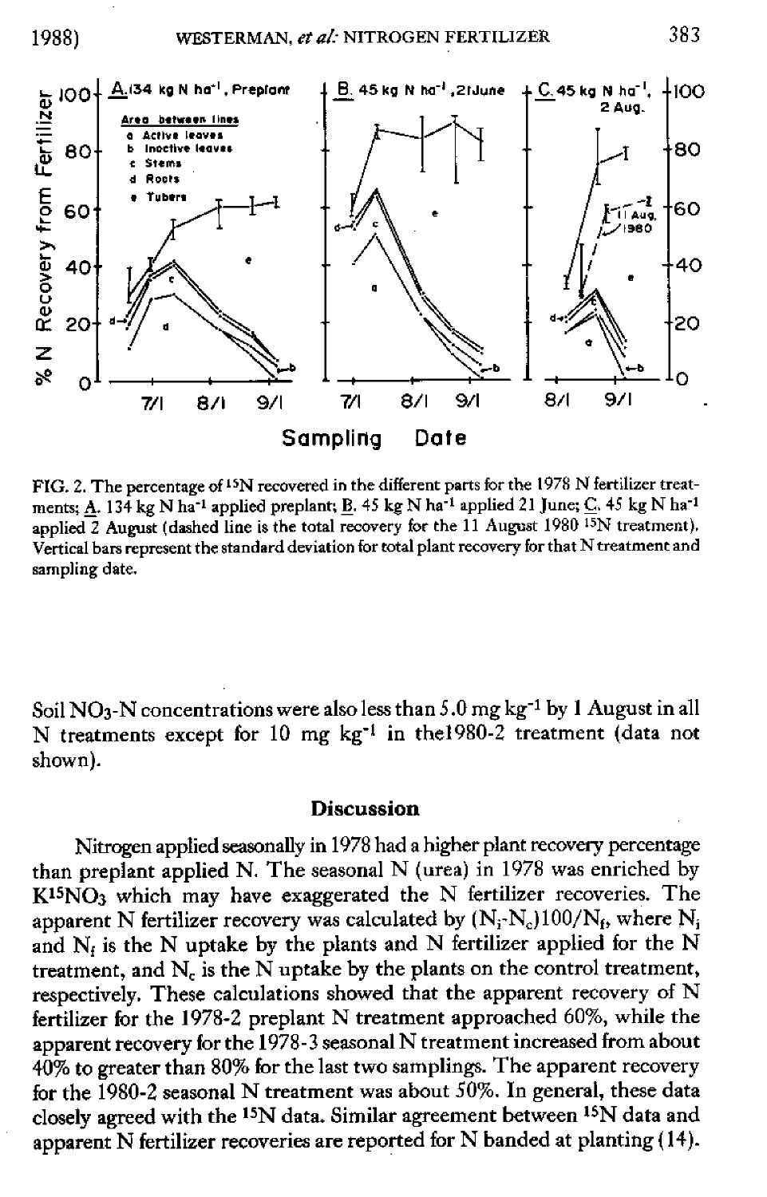FIG. 2. The percentage of $^{15}N$ recovered in the different parts for the 1978 N fertilizer treatments; A. 134 kg N $ha^{-1}$ applied preplant; B. 45 kg N $ha^{-1}$ applied 21 June; C. 45 kg N $ha^{-1}$ applied 2 August (dashed line is the total recovery for the 11 August 1980 $^{15}N$ treatment). Vertical bars represent the standard deviation for total plant recovery for that N treatment and sampling date.

Soil $NO_3$-N concentrations were also less than 5.0 mg $kg^{-1}$ by 1 August in all N treatments except for 10 mg $kg^{-1}$ in the1980-2 treatment (data not shown).

## Discussion

Nitrogen applied seasonally in 1978 had a higher plant recovery percentage than preplant applied N. The seasonal N (urea) in 1978 was enriched by $K^{15}NO_3$ which may have exaggerated the N fertilizer recoveries. The apparent N fertilizer recovery was calculated by $(N_i - N_c)100/N_f$, where $N_i$ and $N_f$ is the N uptake by the plants and N fertilizer applied for the N treatment, and $N_c$ is the N uptake by the plants on the control treatment, respectively. These calculations showed that the apparent recovery of N fertilizer for the 1978-2 preplant N treatment approached 60%, while the apparent recovery for the 1978-3 seasonal N treatment increased from about 40% to greater than 80% for the last two samplings. The apparent recovery for the 1980-2 seasonal N treatment was about 50%. In general, these data closely agreed with the $^{15}N$ data. Similar agreement between $^{15}N$ data and apparent N fertilizer recoveries are reported for N banded at planting (14).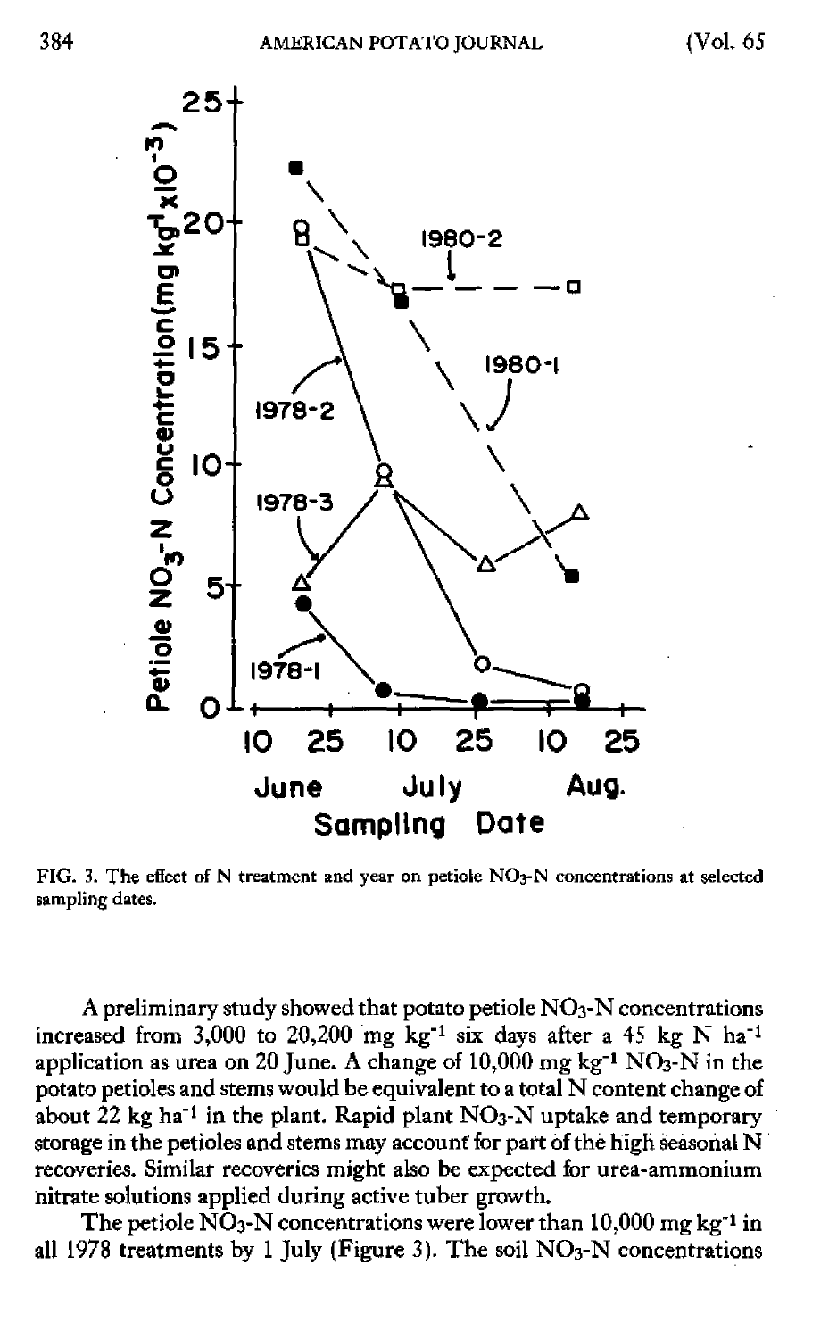FIG. 3. The effect of N treatment and year on petiole $NO_3$-N concentrations at selected sampling dates.

A preliminary study showed that potato petiole $NO_3$-N concentrations increased from 3,000 to 20,200 mg $kg^{-1}$ six days after a 45 kg N $ha^{-1}$ application as urea on 20 June. A change of 10,000 mg $kg^{-1}$ $NO_3$-N in the potato petioles and stems would be equivalent to a total N content change of about 22 kg $ha^{-1}$ in the plant. Rapid plant $NO_3$-N uptake and temporary storage in the petioles and stems may account for part of the high seasonal N recoveries. Similar recoveries might also be expected for urea-ammonium nitrate solutions applied during active tuber growth.

The petiole $NO_3$-N concentrations were lower than 10,000 mg $kg^{-1}$ in all 1978 treatments by 1 July (Figure 3). The soil $NO_3$-N concentrations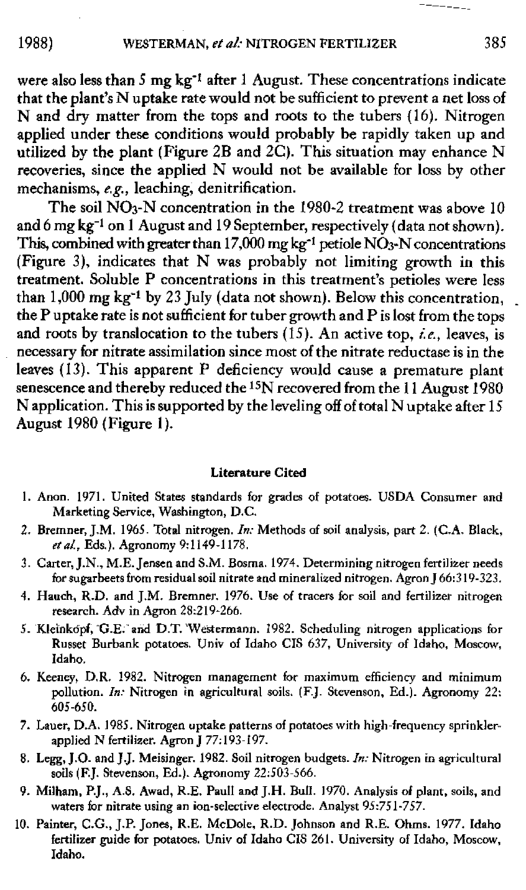were also less than 5 mg $kg^{-1}$ after 1 August. These concentrations indicate that the plant's N uptake rate would not be sufficient to prevent a net loss of N and dry matter from the tops and roots to the tubers (16). Nitrogen applied under these conditions would probably be rapidly taken up and utilized by the plant (Figure 2B and 2C). This situation may enhance N recoveries, since the applied N would not be available for loss by other mechanisms, *e.g.*, leaching, denitrification.

The soil $NO_3$-N concentration in the 1980-2 treatment was above 10 and 6 mg $kg^{-1}$ on 1 August and 19 September, respectively (data not shown). This, combined with greater than 17,000 mg $kg^{-1}$ petiole $NO_3$-N concentrations (Figure 3), indicates that N was probably not limiting growth in this treatment. Soluble P concentrations in this treatment's petioles were less than 1,000 mg $kg^{-1}$ by 23 July (data not shown). Below this concentration, the P uptake rate is not sufficient for tuber growth and P is lost from the tops and roots by translocation to the tubers (15). An active top, *i.e.*, leaves, is necessary for nitrate assimilation since most of the nitrate reductase is in the leaves (13). This apparent P deficiency would cause a premature plant senescence and thereby reduced the $^{15}N$ recovered from the 11 August 1980 N application. This is supported by the leveling off of total N uptake after 15 August 1980 (Figure 1).

## Literature Cited

1. Anon. 1971. United States standards for grades of potatoes. USDA Consumer and Marketing Service, Washington, D.C.
2. Bremner, J.M. 1965. Total nitrogen. *In:* Methods of soil analysis, part 2. (C.A. Black, *et al.*, Eds.). Agronomy 9:1149-1178.
3. Carter, J.N., M.E. Jensen and S.M. Bosma. 1974. Determining nitrogen fertilizer needs for sugarbeets from residual soil nitrate and mineralized nitrogen. Agron J 66:319-323.
4. Hauch, R.D. and J.M. Bremner. 1976. Use of tracers for soil and fertilizer nitrogen research. Adv in Agron 28:219-266.
5. Kleinkopf, G.E. and D.T. Westermann. 1982. Scheduling nitrogen applications for Russet Burbank potatoes. Univ of Idaho CIS 637, University of Idaho, Moscow, Idaho.
6. Keeney, D.R. 1982. Nitrogen management for maximum efficiency and minimum pollution. *In:* Nitrogen in agricultural soils. (F.J. Stevenson, Ed.). Agronomy 22: 605-650.
7. Lauer, D.A. 1985. Nitrogen uptake patterns of potatoes with high-frequency sprinkler-applied N fertilizer. Agron J 77:193-197.
8. Legg, J.O. and J.J. Meisinger. 1982. Soil nitrogen budgets. *In:* Nitrogen in agricultural soils (F.J. Stevenson, Ed.). Agronomy 22:503-566.
9. Milham, P.J., A.S. Awad, R.E. Paull and J.H. Bull. 1970. Analysis of plant, soils, and waters for nitrate using an ion-selective electrode. Analyst 95:751-757.
10. Painter, C.G., J.P. Jones, R.E. McDole, R.D. Johnson and R.E. Ohms. 1977. Idaho fertilizer guide for potatoes. Univ of Idaho CIS 261. University of Idaho, Moscow, Idaho.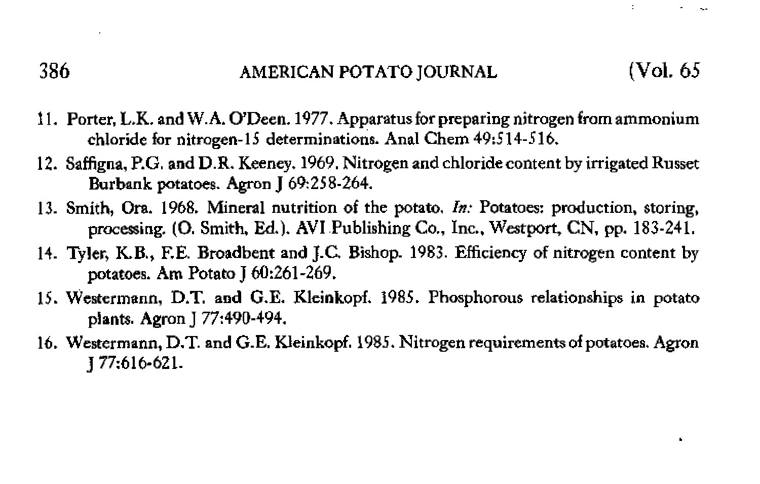11. Porter, L.K. and W.A. O'Deen. 1977. Apparatus for preparing nitrogen from ammonium chloride for nitrogen-15 determinations. Anal Chem 49:514-516.
12. Saffigna, P.G. and D.R. Keeney. 1969. Nitrogen and chloride content by irrigated Russet Burbank potatoes. Agron J 69:258-264.
13. Smith, Ora. 1968. Mineral nutrition of the potato. *In:* Potatoes: production, storing, processing. (O. Smith, Ed.). AVI Publishing Co., Inc., Westport, CN, pp. 183-241.
14. Tyler, K.B., F.E. Broadbent and J.C. Bishop. 1983. Efficiency of nitrogen content by potatoes. Am Potato J 60:261-269.
15. Westermann, D.T. and G.E. Kleinkopf. 1985. Phosphorous relationships in potato plants. Agron J 77:490-494.
16. Westermann, D.T. and G.E. Kleinkopf. 1985. Nitrogen requirements of potatoes. Agron J 77:616-621.